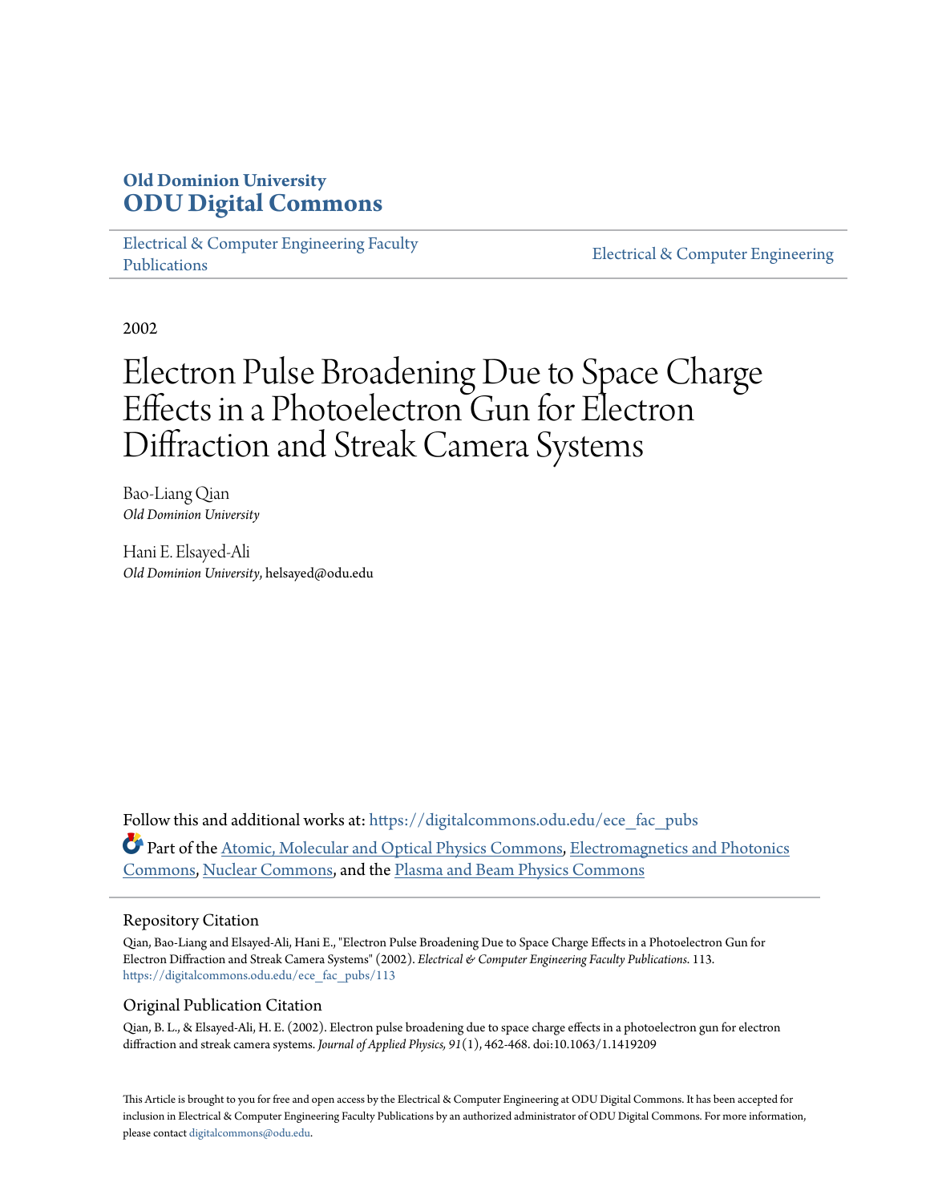# Old Dominion University
# ODU Digital Commons

Electrical & Computer Engineering Faculty Publications

Electrical & Computer Engineering

2002

# Electron Pulse Broadening Due to Space Charge Effects in a Photoelectron Gun for Electron Diffraction and Streak Camera Systems

Bao-Liang Qian
*Old Dominion University*

Hani E. Elsayed-Ali
*Old Dominion University*, helsayed@odu.edu

Follow this and additional works at: https://digitalcommons.odu.edu/ece_fac_pubs

Part of the Atomic, Molecular and Optical Physics Commons, Electromagnetics and Photonics Commons, Nuclear Commons, and the Plasma and Beam Physics Commons

## Repository Citation

Qian, Bao-Liang and Elsayed-Ali, Hani E., "Electron Pulse Broadening Due to Space Charge Effects in a Photoelectron Gun for Electron Diffraction and Streak Camera Systems" (2002). *Electrical & Computer Engineering Faculty Publications*. 113.
https://digitalcommons.odu.edu/ece_fac_pubs/113

## Original Publication Citation

Qian, B. L., & Elsayed-Ali, H. E. (2002). Electron pulse broadening due to space charge effects in a photoelectron gun for electron diffraction and streak camera systems. *Journal of Applied Physics, 91*(1), 462-468. doi:10.1063/1.1419209

This Article is brought to you for free and open access by the Electrical & Computer Engineering at ODU Digital Commons. It has been accepted for inclusion in Electrical & Computer Engineering Faculty Publications by an authorized administrator of ODU Digital Commons. For more information, please contact digitalcommons@odu.edu.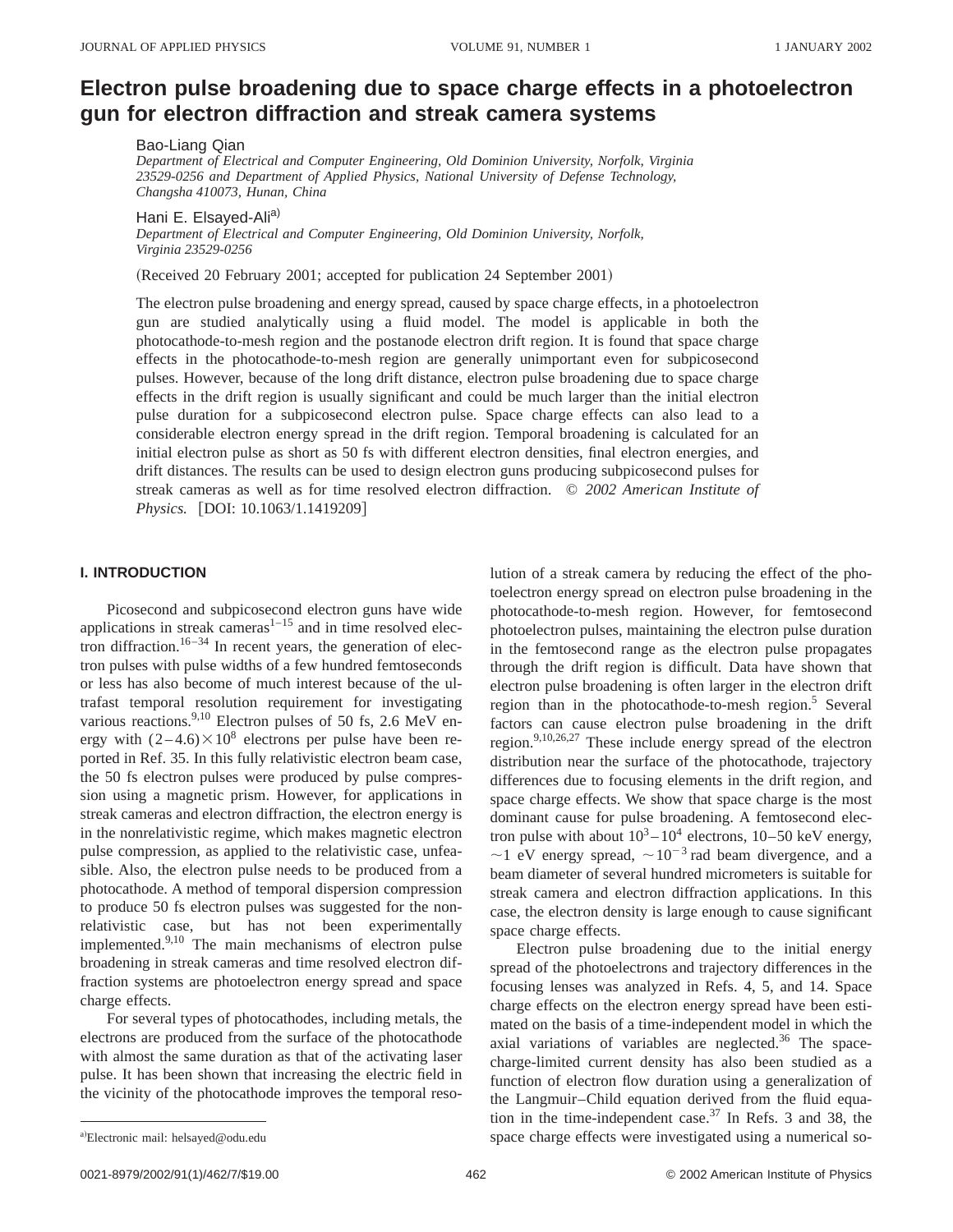# Electron pulse broadening due to space charge effects in a photoelectron gun for electron diffraction and streak camera systems

Bao-Liang Qian

*Department of Electrical and Computer Engineering, Old Dominion University, Norfolk, Virginia 23529-0256 and Department of Applied Physics, National University of Defense Technology, Changsha 410073, Hunan, China*

Hani E. Elsayed-Ali[a)]

*Department of Electrical and Computer Engineering, Old Dominion University, Norfolk, Virginia 23529-0256*

(Received 20 February 2001; accepted for publication 24 September 2001)

The electron pulse broadening and energy spread, caused by space charge effects, in a photoelectron gun are studied analytically using a fluid model. The model is applicable in both the photocathode-to-mesh region and the postanode electron drift region. It is found that space charge effects in the photocathode-to-mesh region are generally unimportant even for subpicosecond pulses. However, because of the long drift distance, electron pulse broadening due to space charge effects in the drift region is usually significant and could be much larger than the initial electron pulse duration for a subpicosecond electron pulse. Space charge effects can also lead to a considerable electron energy spread in the drift region. Temporal broadening is calculated for an initial electron pulse as short as 50 fs with different electron densities, final electron energies, and drift distances. The results can be used to design electron guns producing subpicosecond pulses for streak cameras as well as for time resolved electron diffraction. © *2002 American Institute of Physics.* [DOI: 10.1063/1.1419209]

## I. INTRODUCTION

Picosecond and subpicosecond electron guns have wide applications in streak cameras[1–15] and in time resolved electron diffraction.[16–34] In recent years, the generation of electron pulses with pulse widths of a few hundred femtoseconds or less has also become of much interest because of the ultrafast temporal resolution requirement for investigating various reactions.[9,10] Electron pulses of 50 fs, 2.6 MeV energy with $(2-4.6)\times10^8$ electrons per pulse have been reported in Ref. 35. In this fully relativistic electron beam case, the 50 fs electron pulses were produced by pulse compression using a magnetic prism. However, for applications in streak cameras and electron diffraction, the electron energy is in the nonrelativistic regime, which makes magnetic electron pulse compression, as applied to the relativistic case, unfeasible. Also, the electron pulse needs to be produced from a photocathode. A method of temporal dispersion compression to produce 50 fs electron pulses was suggested for the nonrelativistic case, but has not been experimentally implemented.[9,10] The main mechanisms of electron pulse broadening in streak cameras and time resolved electron diffraction systems are photoelectron energy spread and space charge effects.

For several types of photocathodes, including metals, the electrons are produced from the surface of the photocathode with almost the same duration as that of the activating laser pulse. It has been shown that increasing the electric field in the vicinity of the photocathode improves the temporal resolution of a streak camera by reducing the effect of the photoelectron energy spread on electron pulse broadening in the photocathode-to-mesh region. However, for femtosecond photoelectron pulses, maintaining the electron pulse duration in the femtosecond range as the electron pulse propagates through the drift region is difficult. Data have shown that electron pulse broadening is often larger in the electron drift region than in the photocathode-to-mesh region.[5] Several factors can cause electron pulse broadening in the drift region.[9,10,26,27] These include energy spread of the electron distribution near the surface of the photocathode, trajectory differences due to focusing elements in the drift region, and space charge effects. We show that space charge is the most dominant cause for pulse broadening. A femtosecond electron pulse with about $10^3-10^4$ electrons, 10–50 keV energy, $\sim$1 eV energy spread, $\sim10^{-3}$ rad beam divergence, and a beam diameter of several hundred micrometers is suitable for streak camera and electron diffraction applications. In this case, the electron density is large enough to cause significant space charge effects.

Electron pulse broadening due to the initial energy spread of the photoelectrons and trajectory differences in the focusing lenses was analyzed in Refs. 4, 5, and 14. Space charge effects on the electron energy spread have been estimated on the basis of a time-independent model in which the axial variations of variables are neglected.[36] The space-charge-limited current density has also been studied as a function of electron flow duration using a generalization of the Langmuir–Child equation derived from the fluid equation in the time-independent case.[37] In Refs. 3 and 38, the space charge effects were investigated using a numerical so-

[a)]Electronic mail: helsayed@odu.edu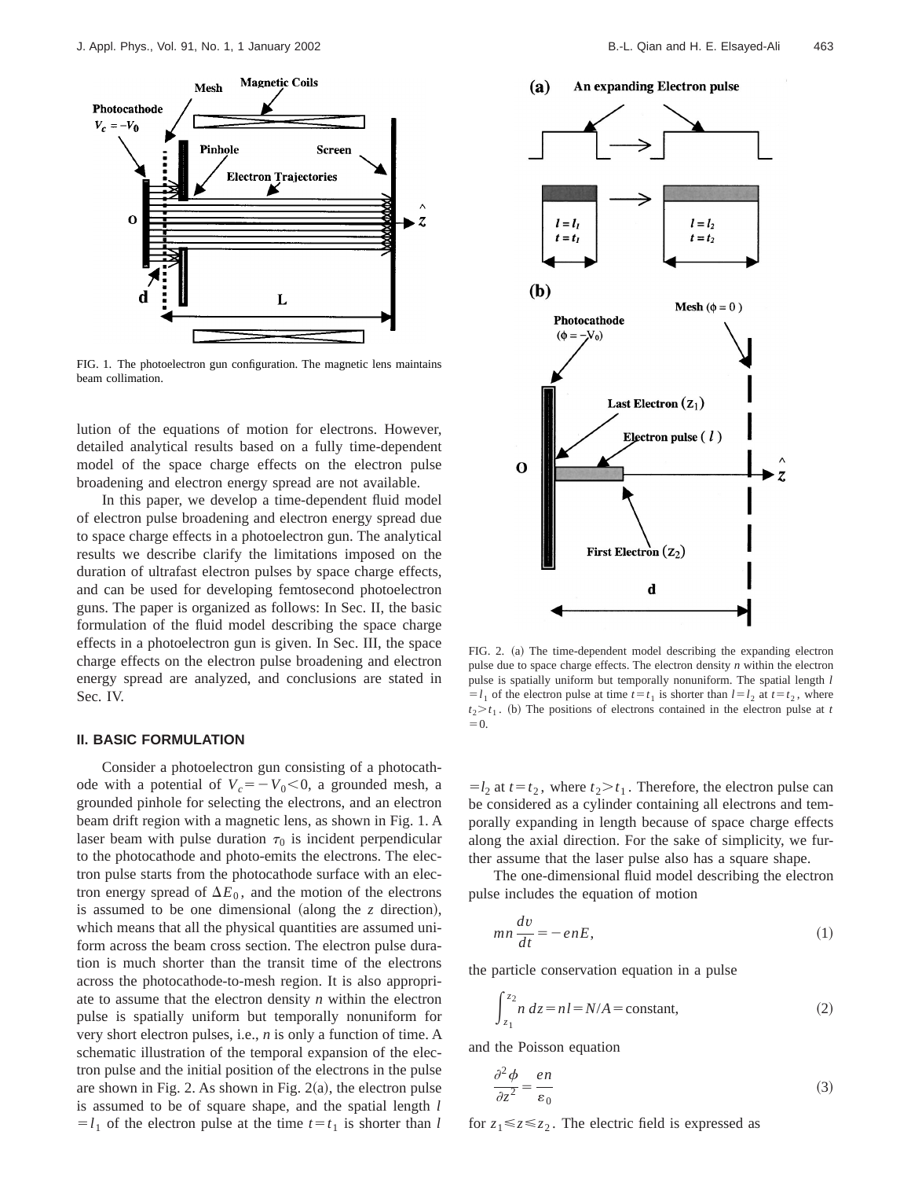Mesh

Magnetic Coils

Photocathode

$V_c = -V_0$

Pinhole

Screen

Electron Trajectories

O

$\hat{z}$

d

L

FIG. 1. The photoelectron gun configuration. The magnetic lens maintains beam collimation.

lution of the equations of motion for electrons. However, detailed analytical results based on a fully time-dependent model of the space charge effects on the electron pulse broadening and electron energy spread are not available.

In this paper, we develop a time-dependent fluid model of electron pulse broadening and electron energy spread due to space charge effects in a photoelectron gun. The analytical results we describe clarify the limitations imposed on the duration of ultrafast electron pulses by space charge effects, and can be used for developing femtosecond photoelectron guns. The paper is organized as follows: In Sec. II, the basic formulation of the fluid model describing the space charge effects in a photoelectron gun is given. In Sec. III, the space charge effects on the electron pulse broadening and electron energy spread are analyzed, and conclusions are stated in Sec. IV.

## II. BASIC FORMULATION

Consider a photoelectron gun consisting of a photocathode with a potential of $V_c = -V_0 < 0$, a grounded mesh, a grounded pinhole for selecting the electrons, and an electron beam drift region with a magnetic lens, as shown in Fig. 1. A laser beam with pulse duration $\tau_0$ is incident perpendicular to the photocathode and photo-emits the electrons. The electron pulse starts from the photocathode surface with an electron energy spread of $\Delta E_0$, and the motion of the electrons is assumed to be one dimensional (along the $z$ direction), which means that all the physical quantities are assumed uniform across the beam cross section. The electron pulse duration is much shorter than the transit time of the electrons across the photocathode-to-mesh region. It is also appropriate to assume that the electron density $n$ within the electron pulse is spatially uniform but temporally nonuniform for very short electron pulses, i.e., $n$ is only a function of time. A schematic illustration of the temporal expansion of the electron pulse and the initial position of the electrons in the pulse are shown in Fig. 2. As shown in Fig. 2(a), the electron pulse is assumed to be of square shape, and the spatial length $l = l_1$ of the electron pulse at the time $t = t_1$ is shorter than $l = l_2$ at $t = t_2$, where $t_2 > t_1$. Therefore, the electron pulse can be considered as a cylinder containing all electrons and temporally expanding in length because of space charge effects along the axial direction. For the sake of simplicity, we further assume that the laser pulse also has a square shape.

(a) An expanding Electron pulse

$l = l_1$
$t = t_1$

$l = l_2$
$t = t_2$

(b)

Mesh ($\phi = 0$)

Photocathode
($\phi = -V_0$)

Last Electron ($z_1$)

Electron pulse ( $l$ )

O

$\hat{z}$

First Electron ($z_2$)

d

FIG. 2. (a) The time-dependent model describing the expanding electron pulse due to space charge effects. The electron density $n$ within the electron pulse is spatially uniform but temporally nonuniform. The spatial length $l = l_1$ of the electron pulse at time $t = t_1$ is shorter than $l = l_2$ at $t = t_2$, where $t_2 > t_1$. (b) The positions of electrons contained in the electron pulse at $t = 0$.

The one-dimensional fluid model describing the electron pulse includes the equation of motion

$$mn\frac{dv}{dt} = -enE, \tag{1}$$

the particle conservation equation in a pulse

$$\int_{z_1}^{z_2} n\, dz = nl = N/A = \text{constant}, \tag{2}$$

and the Poisson equation

$$\frac{\partial^2 \phi}{\partial z^2} = \frac{en}{\varepsilon_0} \tag{3}$$

for $z_1 \leqslant z \leqslant z_2$. The electric field is expressed as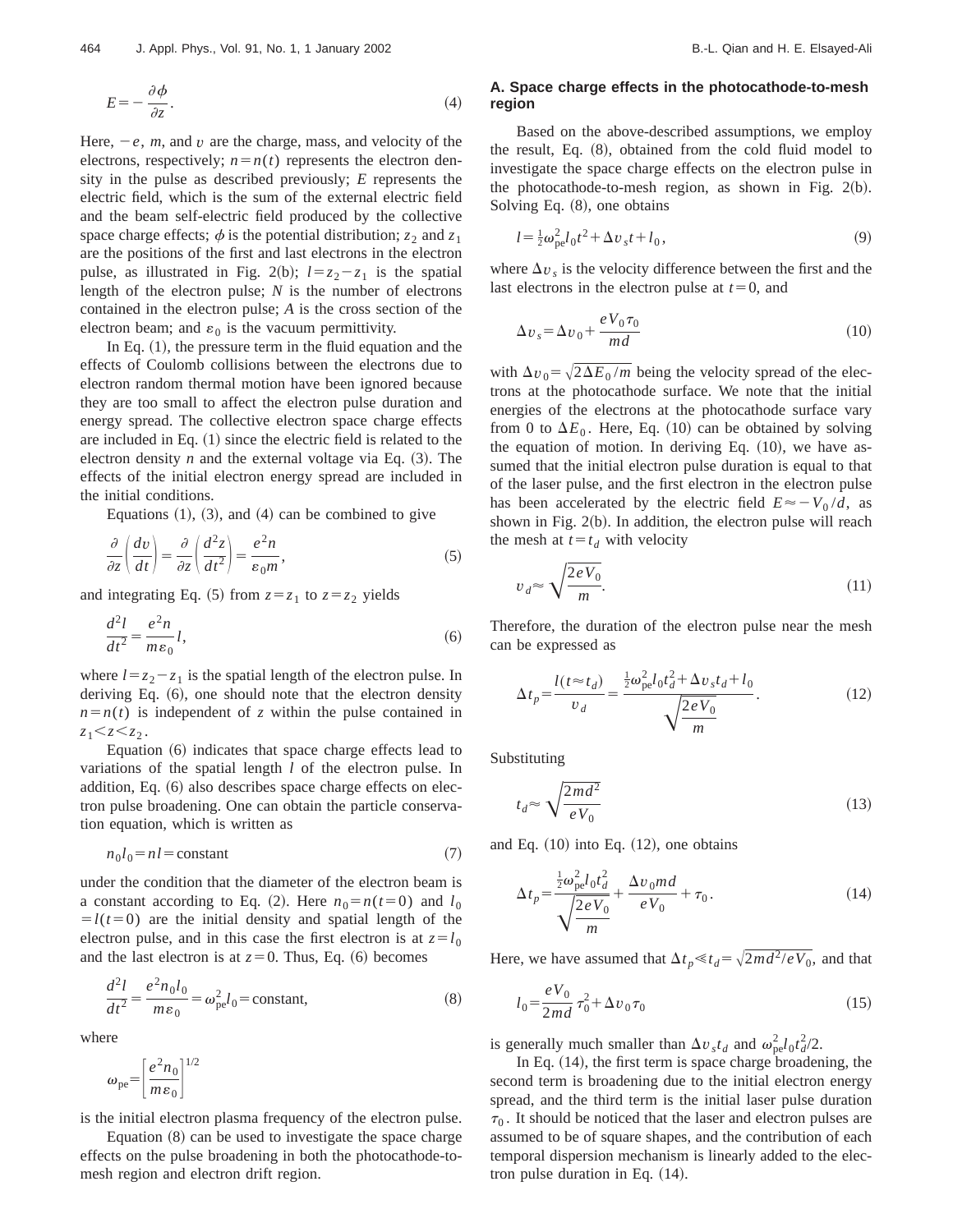$$E = -\frac{\partial \phi}{\partial z}. \tag{4}$$

Here, $-e$, $m$, and $v$ are the charge, mass, and velocity of the electrons, respectively; $n = n(t)$ represents the electron density in the pulse as described previously; $E$ represents the electric field, which is the sum of the external electric field and the beam self-electric field produced by the collective space charge effects; $\phi$ is the potential distribution; $z_2$ and $z_1$ are the positions of the first and last electrons in the electron pulse, as illustrated in Fig. 2(b); $l = z_2 - z_1$ is the spatial length of the electron pulse; $N$ is the number of electrons contained in the electron pulse; $A$ is the cross section of the electron beam; and $\varepsilon_0$ is the vacuum permittivity.

In Eq. (1), the pressure term in the fluid equation and the effects of Coulomb collisions between the electrons due to electron random thermal motion have been ignored because they are too small to affect the electron pulse duration and energy spread. The collective electron space charge effects are included in Eq. (1) since the electric field is related to the electron density $n$ and the external voltage via Eq. (3). The effects of the initial electron energy spread are included in the initial conditions.

Equations (1), (3), and (4) can be combined to give

$$\frac{\partial}{\partial z}\left(\frac{dv}{dt}\right) = \frac{\partial}{\partial z}\left(\frac{d^2 z}{dt^2}\right) = \frac{e^2 n}{\varepsilon_0 m}, \tag{5}$$

and integrating Eq. (5) from $z = z_1$ to $z = z_2$ yields

$$\frac{d^2 l}{dt^2} = \frac{e^2 n}{m \varepsilon_0} l, \tag{6}$$

where $l = z_2 - z_1$ is the spatial length of the electron pulse. In deriving Eq. (6), one should note that the electron density $n = n(t)$ is independent of $z$ within the pulse contained in $z_1 < z < z_2$.

Equation (6) indicates that space charge effects lead to variations of the spatial length $l$ of the electron pulse. In addition, Eq. (6) also describes space charge effects on electron pulse broadening. One can obtain the particle conservation equation, which is written as

$$n_0 l_0 = n l = \text{constant} \tag{7}$$

under the condition that the diameter of the electron beam is a constant according to Eq. (2). Here $n_0 = n(t=0)$ and $l_0 = l(t=0)$ are the initial density and spatial length of the electron pulse, and in this case the first electron is at $z = l_0$ and the last electron is at $z = 0$. Thus, Eq. (6) becomes

$$\frac{d^2 l}{dt^2} = \frac{e^2 n_0 l_0}{m \varepsilon_0} = \omega_{\text{pe}}^2 l_0 = \text{constant}, \tag{8}$$

where

$$\omega_{\text{pe}} = \left[\frac{e^2 n_0}{m \varepsilon_0}\right]^{1/2}$$

is the initial electron plasma frequency of the electron pulse.

Equation (8) can be used to investigate the space charge effects on the pulse broadening in both the photocathode-to-mesh region and electron drift region.

### A. Space charge effects in the photocathode-to-mesh region

Based on the above-described assumptions, we employ the result, Eq. (8), obtained from the cold fluid model to investigate the space charge effects on the electron pulse in the photocathode-to-mesh region, as shown in Fig. 2(b). Solving Eq. (8), one obtains

$$l = \tfrac{1}{2}\omega_{\text{pe}}^2 l_0 t^2 + \Delta v_s t + l_0, \tag{9}$$

where $\Delta v_s$ is the velocity difference between the first and the last electrons in the electron pulse at $t = 0$, and

$$\Delta v_s = \Delta v_0 + \frac{e V_0 \tau_0}{m d} \tag{10}$$

with $\Delta v_0 = \sqrt{2\Delta E_0 / m}$ being the velocity spread of the electrons at the photocathode surface. We note that the initial energies of the electrons at the photocathode surface vary from 0 to $\Delta E_0$. Here, Eq. (10) can be obtained by solving the equation of motion. In deriving Eq. (10), we have assumed that the initial electron pulse duration is equal to that of the laser pulse, and the first electron in the electron pulse has been accelerated by the electric field $E \approx -V_0/d$, as shown in Fig. 2(b). In addition, the electron pulse will reach the mesh at $t = t_d$ with velocity

$$v_d \approx \sqrt{\frac{2 e V_0}{m}}. \tag{11}$$

Therefore, the duration of the electron pulse near the mesh can be expressed as

$$\Delta t_p = \frac{l(t \approx t_d)}{v_d} = \frac{\tfrac{1}{2}\omega_{\text{pe}}^2 l_0 t_d^2 + \Delta v_s t_d + l_0}{\sqrt{\frac{2 e V_0}{m}}}. \tag{12}$$

Substituting

$$t_d \approx \sqrt{\frac{2 m d^2}{e V_0}} \tag{13}$$

and Eq. (10) into Eq. (12), one obtains

$$\Delta t_p = \frac{\tfrac{1}{2}\omega_{\text{pe}}^2 l_0 t_d^2}{\sqrt{\frac{2 e V_0}{m}}} + \frac{\Delta v_0 m d}{e V_0} + \tau_0. \tag{14}$$

Here, we have assumed that $\Delta t_p \ll t_d = \sqrt{2 m d^2 / e V_0}$, and that

$$l_0 = \frac{e V_0}{2 m d}\tau_0^2 + \Delta v_0 \tau_0 \tag{15}$$

is generally much smaller than $\Delta v_s t_d$ and $\omega_{\text{pe}}^2 l_0 t_d^2 / 2$.

In Eq. (14), the first term is space charge broadening, the second term is broadening due to the initial electron energy spread, and the third term is the initial laser pulse duration $\tau_0$. It should be noticed that the laser and electron pulses are assumed to be of square shapes, and the contribution of each temporal dispersion mechanism is linearly added to the electron pulse duration in Eq. (14).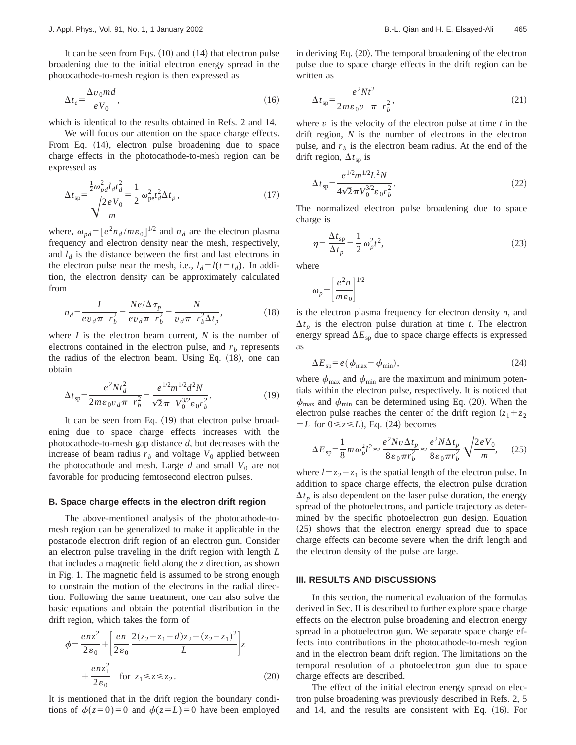It can be seen from Eqs. (10) and (14) that electron pulse broadening due to the initial electron energy spread in the photocathode-to-mesh region is then expressed as

$$\Delta t_e = \frac{\Delta v_0 m d}{e V_0}, \tag{16}$$

which is identical to the results obtained in Refs. 2 and 14.

We will focus our attention on the space charge effects. From Eq. (14), electron pulse broadening due to space charge effects in the photocathode-to-mesh region can be expressed as

$$\Delta t_{\rm sp} = \frac{\frac{1}{2}\omega_{pd}^2 l_d t_d^2}{\sqrt{\frac{2eV_0}{m}}} = \frac{1}{2}\,\omega_{\rm pe}^2 t_d^2 \Delta t_p\,, \tag{17}$$

where, $\omega_{pd} = [e^2 n_d / m\varepsilon_0]^{1/2}$ and $n_d$ are the electron plasma frequency and electron density near the mesh, respectively, and $l_d$ is the distance between the first and last electrons in the electron pulse near the mesh, i.e., $l_d = l(t = t_d)$. In addition, the electron density can be approximately calculated from

$$n_d = \frac{I}{e v_d \pi\ r_b^2} = \frac{Ne/\Delta \tau_p}{e v_d \pi\ r_b^2} = \frac{N}{v_d \pi\ r_b^2 \Delta t_p}, \tag{18}$$

where $I$ is the electron beam current, $N$ is the number of electrons contained in the electron pulse, and $r_b$ represents the radius of the electron beam. Using Eq. (18), one can obtain

$$\Delta t_{\rm sp} = \frac{e^2 N t_d^2}{2m\varepsilon_0 v_d \pi\ r_b^2} = \frac{e^{1/2} m^{1/2} d^2 N}{\sqrt{2}\pi\ V_0^{3/2} \varepsilon_0 r_b^2}. \tag{19}$$

It can be seen from Eq. (19) that electron pulse broadening due to space charge effects increases with the photocathode-to-mesh gap distance $d$, but decreases with the increase of beam radius $r_b$ and voltage $V_0$ applied between the photocathode and mesh. Large $d$ and small $V_0$ are not favorable for producing femtosecond electron pulses.

### B. Space charge effects in the electron drift region

The above-mentioned analysis of the photocathode-to-mesh region can be generalized to make it applicable in the postanode electron drift region of an electron gun. Consider an electron pulse traveling in the drift region with length $L$ that includes a magnetic field along the $z$ direction, as shown in Fig. 1. The magnetic field is assumed to be strong enough to constrain the motion of the electrons in the radial direction. Following the same treatment, one can also solve the basic equations and obtain the potential distribution in the drift region, which takes the form of

$$\phi = \frac{enz^2}{2\varepsilon_0} + \left[\frac{en}{2\varepsilon_0}\,\frac{2(z_2 - z_1 - d)z_2 - (z_2 - z_1)^2}{L}\right] z + \frac{enz_1^2}{2\varepsilon_0} \quad \text{for } z_1 \leqslant z \leqslant z_2. \tag{20}$$

It is mentioned that in the drift region the boundary conditions of $\phi(z=0)=0$ and $\phi(z=L)=0$ have been employed in deriving Eq. (20). The temporal broadening of the electron pulse due to space charge effects in the drift region can be written as

$$\Delta t_{\rm sp} = \frac{e^2 N t^2}{2m\varepsilon_0 v\ \ \pi\ \ r_b^2}, \tag{21}$$

where $v$ is the velocity of the electron pulse at time $t$ in the drift region, $N$ is the number of electrons in the electron pulse, and $r_b$ is the electron beam radius. At the end of the drift region, $\Delta t_{\rm sp}$ is

$$\Delta t_{\rm sp} = \frac{e^{1/2} m^{1/2} L^2 N}{4\sqrt{2}\pi V_0^{3/2} \varepsilon_0 r_b^2}. \tag{22}$$

The normalized electron pulse broadening due to space charge is

$$\eta = \frac{\Delta t_{\rm sp}}{\Delta t_p} = \frac{1}{2}\,\omega_p^2 t^2, \tag{23}$$

where

$$\omega_p = \left[\frac{e^2 n}{m\varepsilon_0}\right]^{1/2}$$

is the electron plasma frequency for electron density $n$, and $\Delta t_p$ is the electron pulse duration at time $t$. The electron energy spread $\Delta E_{\rm sp}$ due to space charge effects is expressed as

$$\Delta E_{\rm sp} = e(\phi_{\max} - \phi_{\min}), \tag{24}$$

where $\phi_{\max}$ and $\phi_{\min}$ are the maximum and minimum potentials within the electron pulse, respectively. It is noticed that $\phi_{\max}$ and $\phi_{\min}$ can be determined using Eq. (20). When the electron pulse reaches the center of the drift region ($z_1 + z_2 = L$ for $0 \leqslant z \leqslant L$), Eq. (24) becomes

$$\Delta E_{\rm sp} = \frac{1}{8} m \omega_p^2 l^2 \approx \frac{e^2 N v \Delta t_p}{8\varepsilon_0 \pi r_b^2} \approx \frac{e^2 N \Delta t_p}{8\varepsilon_0 \pi r_b^2}\sqrt{\frac{2eV_0}{m}}, \tag{25}$$

where $l = z_2 - z_1$ is the spatial length of the electron pulse. In addition to space charge effects, the electron pulse duration $\Delta t_p$ is also dependent on the laser pulse duration, the energy spread of the photoelectrons, and particle trajectory as determined by the specific photoelectron gun design. Equation (25) shows that the electron energy spread due to space charge effects can become severe when the drift length and the electron density of the pulse are large.

## III. RESULTS AND DISCUSSIONS

In this section, the numerical evaluation of the formulas derived in Sec. II is described to further explore space charge effects on the electron pulse broadening and electron energy spread in a photoelectron gun. We separate space charge effects into contributions in the photocathode-to-mesh region and in the electron beam drift region. The limitations on the temporal resolution of a photoelectron gun due to space charge effects are described.

The effect of the initial electron energy spread on electron pulse broadening was previously described in Refs. 2, 5 and 14, and the results are consistent with Eq. (16). For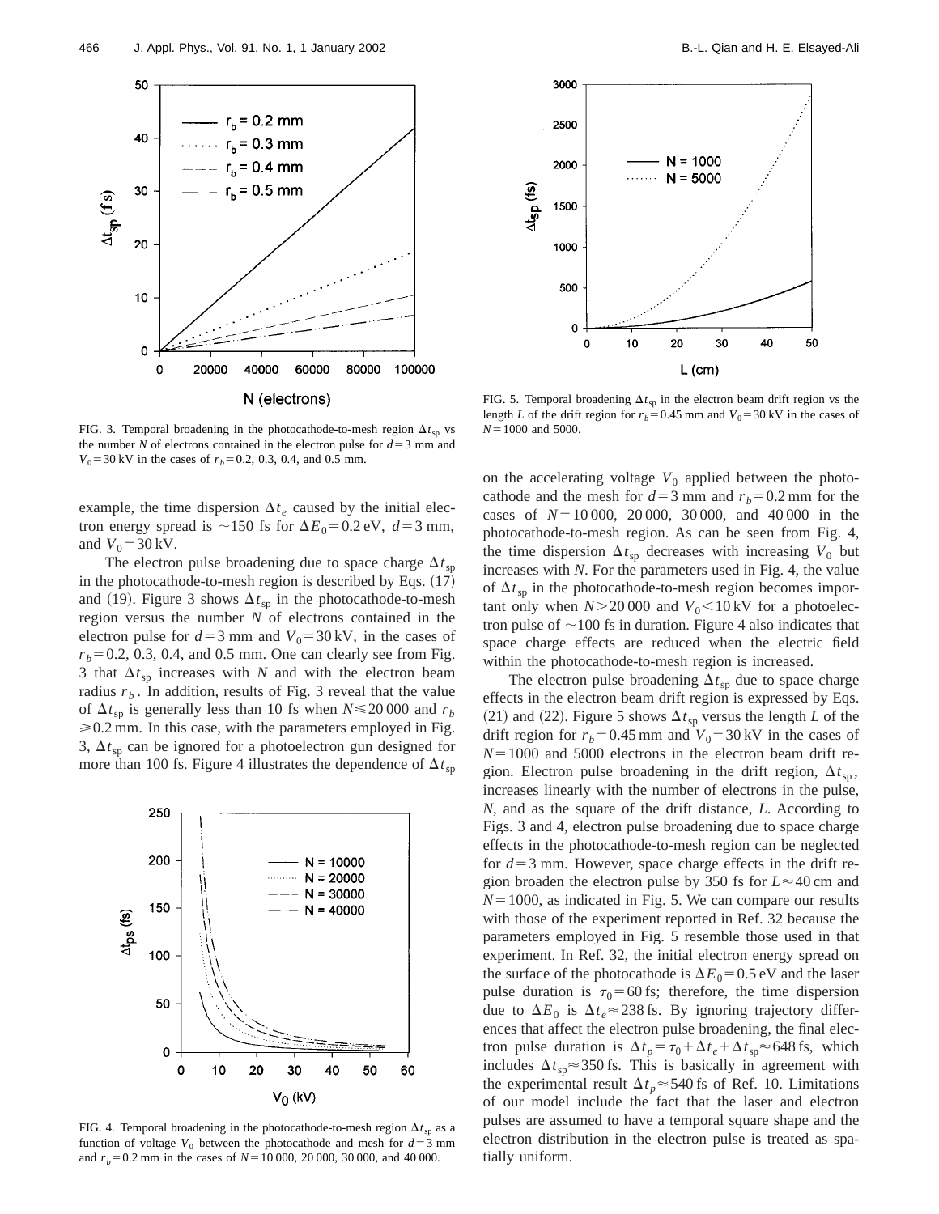50

40

30

20

10

0

$\Delta t_{sp}$ (f s)

0 20000 40000 60000 80000 100000

N (electrons)

$r_b$ = 0.2 mm
$r_b$ = 0.3 mm
$r_b$ = 0.4 mm
$r_b$ = 0.5 mm

FIG. 3. Temporal broadening in the photocathode-to-mesh region $\Delta t_{sp}$ vs the number $N$ of electrons contained in the electron pulse for $d=3$ mm and $V_0=30$ kV in the cases of $r_b=0.2$, 0.3, 0.4, and 0.5 mm.

example, the time dispersion $\Delta t_e$ caused by the initial electron energy spread is ~150 fs for $\Delta E_0=0.2$ eV, $d=3$ mm, and $V_0=30$ kV.

The electron pulse broadening due to space charge $\Delta t_{sp}$ in the photocathode-to-mesh region is described by Eqs. (17) and (19). Figure 3 shows $\Delta t_{sp}$ in the photocathode-to-mesh region versus the number $N$ of electrons contained in the electron pulse for $d=3$ mm and $V_0=30$ kV, in the cases of $r_b=0.2$, 0.3, 0.4, and 0.5 mm. One can clearly see from Fig. 3 that $\Delta t_{sp}$ increases with $N$ and with the electron beam radius $r_b$. In addition, results of Fig. 3 reveal that the value of $\Delta t_{sp}$ is generally less than 10 fs when $N \leqslant 20\,000$ and $r_b \geqslant 0.2$ mm. In this case, with the parameters employed in Fig. 3, $\Delta t_{sp}$ can be ignored for a photoelectron gun designed for more than 100 fs. Figure 4 illustrates the dependence of $\Delta t_{sp}$

250

200

150

100

50

0

$\Delta t_{ps}$ (fs)

0 10 20 30 40 50 60

$V_0$ (kV)

N = 10000
N = 20000
N = 30000
N = 40000

FIG. 4. Temporal broadening in the photocathode-to-mesh region $\Delta t_{sp}$ as a function of voltage $V_0$ between the photocathode and mesh for $d=3$ mm and $r_b=0.2$ mm in the cases of $N=10\,000$, 20 000, 30 000, and 40 000.

3000

2500

2000

1500

1000

500

0

$\Delta t_{sp}$ (fs)

0 10 20 30 40 50

L (cm)

N = 1000
N = 5000

FIG. 5. Temporal broadening $\Delta t_{sp}$ in the electron beam drift region vs the length $L$ of the drift region for $r_b=0.45$ mm and $V_0=30$ kV in the cases of $N=1000$ and 5000.

on the accelerating voltage $V_0$ applied between the photocathode and the mesh for $d=3$ mm and $r_b=0.2$ mm for the cases of $N=10\,000$, 20 000, 30 000, and 40 000 in the photocathode-to-mesh region. As can be seen from Fig. 4, the time dispersion $\Delta t_{sp}$ decreases with increasing $V_0$ but increases with $N$. For the parameters used in Fig. 4, the value of $\Delta t_{sp}$ in the photocathode-to-mesh region becomes important only when $N > 20\,000$ and $V_0 < 10$ kV for a photoelectron pulse of ~100 fs in duration. Figure 4 also indicates that space charge effects are reduced when the electric field within the photocathode-to-mesh region is increased.

The electron pulse broadening $\Delta t_{sp}$ due to space charge effects in the electron beam drift region is expressed by Eqs. (21) and (22). Figure 5 shows $\Delta t_{sp}$ versus the length $L$ of the drift region for $r_b=0.45$ mm and $V_0=30$ kV in the cases of $N=1000$ and 5000 electrons in the electron beam drift region. Electron pulse broadening in the drift region, $\Delta t_{sp}$, increases linearly with the number of electrons in the pulse, $N$, and as the square of the drift distance, $L$. According to Figs. 3 and 4, electron pulse broadening due to space charge effects in the photocathode-to-mesh region can be neglected for $d=3$ mm. However, space charge effects in the drift region broaden the electron pulse by 350 fs for $L \approx 40$ cm and $N=1000$, as indicated in Fig. 5. We can compare our results with those of the experiment reported in Ref. 32 because the parameters employed in Fig. 5 resemble those used in that experiment. In Ref. 32, the initial electron energy spread on the surface of the photocathode is $\Delta E_0=0.5$ eV and the laser pulse duration is $\tau_0=60$ fs; therefore, the time dispersion due to $\Delta E_0$ is $\Delta t_e \approx 238$ fs. By ignoring trajectory differences that affect the electron pulse broadening, the final electron pulse duration is $\Delta t_p=\tau_0+\Delta t_e+\Delta t_{sp} \approx 648$ fs, which includes $\Delta t_{sp} \approx 350$ fs. This is basically in agreement with the experimental result $\Delta t_p \approx 540$ fs of Ref. 10. Limitations of our model include the fact that the laser and electron pulses are assumed to have a temporal square shape and the electron distribution in the electron pulse is treated as spatially uniform.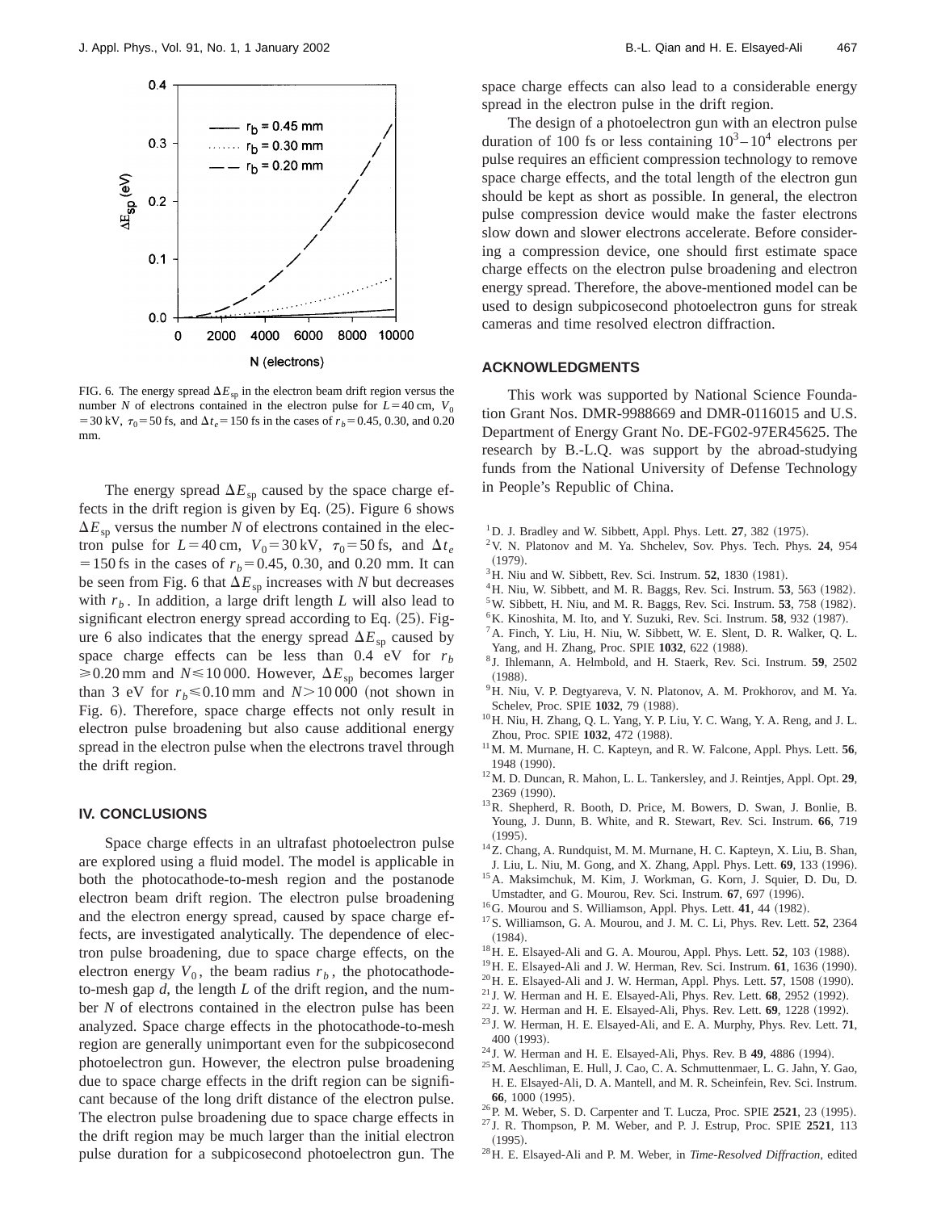FIG. 6. The energy spread $\Delta E_{sp}$ in the electron beam drift region versus the number $N$ of electrons contained in the electron pulse for $L=40$ cm, $V_0=30$ kV, $\tau_0=50$ fs, and $\Delta t_e=150$ fs in the cases of $r_b=0.45$, 0.30, and 0.20 mm.

The energy spread $\Delta E_{sp}$ caused by the space charge effects in the drift region is given by Eq. (25). Figure 6 shows $\Delta E_{sp}$ versus the number $N$ of electrons contained in the electron pulse for $L=40$ cm, $V_0=30$ kV, $\tau_0=50$ fs, and $\Delta t_e=150$ fs in the cases of $r_b=0.45$, 0.30, and 0.20 mm. It can be seen from Fig. 6 that $\Delta E_{sp}$ increases with $N$ but decreases with $r_b$. In addition, a large drift length $L$ will also lead to significant electron energy spread according to Eq. (25). Figure 6 also indicates that the energy spread $\Delta E_{sp}$ caused by space charge effects can be less than 0.4 eV for $r_b \geqslant 0.20$ mm and $N \leqslant 10\,000$. However, $\Delta E_{sp}$ becomes larger than 3 eV for $r_b \leqslant 0.10$ mm and $N > 10\,000$ (not shown in Fig. 6). Therefore, space charge effects not only result in electron pulse broadening but also cause additional energy spread in the electron pulse when the electrons travel through the drift region.

## IV. CONCLUSIONS

Space charge effects in an ultrafast photoelectron pulse are explored using a fluid model. The model is applicable in both the photocathode-to-mesh region and the postanode electron beam drift region. The electron pulse broadening and the electron energy spread, caused by space charge effects, are investigated analytically. The dependence of electron pulse broadening, due to space charge effects, on the electron energy $V_0$, the beam radius $r_b$, the photocathode-to-mesh gap $d$, the length $L$ of the drift region, and the number $N$ of electrons contained in the electron pulse has been analyzed. Space charge effects in the photocathode-to-mesh region are generally unimportant even for the subpicosecond photoelectron gun. However, the electron pulse broadening due to space charge effects in the drift region can be significant because of the long drift distance of the electron pulse. The electron pulse broadening due to space charge effects in the drift region may be much larger than the initial electron pulse duration for a subpicosecond photoelectron gun. The space charge effects can also lead to a considerable energy spread in the electron pulse in the drift region.

The design of a photoelectron gun with an electron pulse duration of 100 fs or less containing $10^3$–$10^4$ electrons per pulse requires an efficient compression technology to remove space charge effects, and the total length of the electron gun should be kept as short as possible. In general, the electron pulse compression device would make the faster electrons slow down and slower electrons accelerate. Before considering a compression device, one should first estimate space charge effects on the electron pulse broadening and electron energy spread. Therefore, the above-mentioned model can be used to design subpicosecond photoelectron guns for streak cameras and time resolved electron diffraction.

## ACKNOWLEDGMENTS

This work was supported by National Science Foundation Grant Nos. DMR-9988669 and DMR-0116015 and U.S. Department of Energy Grant No. DE-FG02-97ER45625. The research by B.-L.Q. was support by the abroad-studying funds from the National University of Defense Technology in People's Republic of China.

[1] D. J. Bradley and W. Sibbett, Appl. Phys. Lett. **27**, 382 (1975).
[2] V. N. Platonov and M. Ya. Shchelev, Sov. Phys. Tech. Phys. **24**, 954 (1979).
[3] H. Niu and W. Sibbett, Rev. Sci. Instrum. **52**, 1830 (1981).
[4] H. Niu, W. Sibbett, and M. R. Baggs, Rev. Sci. Instrum. **53**, 563 (1982).
[5] W. Sibbett, H. Niu, and M. R. Baggs, Rev. Sci. Instrum. **53**, 758 (1982).
[6] K. Kinoshita, M. Ito, and Y. Suzuki, Rev. Sci. Instrum. **58**, 932 (1987).
[7] A. Finch, Y. Liu, H. Niu, W. Sibbett, W. E. Slent, D. R. Walker, Q. L. Yang, and H. Zhang, Proc. SPIE **1032**, 622 (1988).
[8] J. Ihlemann, A. Helmbold, and H. Staerk, Rev. Sci. Instrum. **59**, 2502 (1988).
[9] H. Niu, V. P. Degtyareva, V. N. Platonov, A. M. Prokhorov, and M. Ya. Schelev, Proc. SPIE **1032**, 79 (1988).
[10] H. Niu, H. Zhang, Q. L. Yang, Y. P. Liu, Y. C. Wang, Y. A. Reng, and J. L. Zhou, Proc. SPIE **1032**, 472 (1988).
[11] M. M. Murnane, H. C. Kapteyn, and R. W. Falcone, Appl. Phys. Lett. **56**, 1948 (1990).
[12] M. D. Duncan, R. Mahon, L. L. Tankersley, and J. Reintjes, Appl. Opt. **29**, 2369 (1990).
[13] R. Shepherd, R. Booth, D. Price, M. Bowers, D. Swan, J. Bonlie, B. Young, J. Dunn, B. White, and R. Stewart, Rev. Sci. Instrum. **66**, 719 (1995).
[14] Z. Chang, A. Rundquist, M. M. Murnane, H. C. Kapteyn, X. Liu, B. Shan, J. Liu, L. Niu, M. Gong, and X. Zhang, Appl. Phys. Lett. **69**, 133 (1996).
[15] A. Maksimchuk, M. Kim, J. Workman, G. Korn, J. Squier, D. Du, D. Umstadter, and G. Mourou, Rev. Sci. Instrum. **67**, 697 (1996).
[16] G. Mourou and S. Williamson, Appl. Phys. Lett. **41**, 44 (1982).
[17] S. Williamson, G. A. Mourou, and J. M. C. Li, Phys. Rev. Lett. **52**, 2364 (1984).
[18] H. E. Elsayed-Ali and G. A. Mourou, Appl. Phys. Lett. **52**, 103 (1988).
[19] H. E. Elsayed-Ali and J. W. Herman, Rev. Sci. Instrum. **61**, 1636 (1990).
[20] H. E. Elsayed-Ali and J. W. Herman, Appl. Phys. Lett. **57**, 1508 (1990).
[21] J. W. Herman and H. E. Elsayed-Ali, Phys. Rev. Lett. **68**, 2952 (1992).
[22] J. W. Herman and H. E. Elsayed-Ali, Phys. Rev. Lett. **69**, 1228 (1992).
[23] J. W. Herman, H. E. Elsayed-Ali, and E. A. Murphy, Phys. Rev. Lett. **71**, 400 (1993).
[24] J. W. Herman and H. E. Elsayed-Ali, Phys. Rev. B **49**, 4886 (1994).
[25] M. Aeschliman, E. Hull, J. Cao, C. A. Schmuttenmaer, L. G. Jahn, Y. Gao, H. E. Elsayed-Ali, D. A. Mantell, and M. R. Scheinfein, Rev. Sci. Instrum. **66**, 1000 (1995).
[26] P. M. Weber, S. D. Carpenter and T. Lucza, Proc. SPIE **2521**, 23 (1995).
[27] J. R. Thompson, P. M. Weber, and P. J. Estrup, Proc. SPIE **2521**, 113 (1995).
[28] H. E. Elsayed-Ali and P. M. Weber, in *Time-Resolved Diffraction*, edited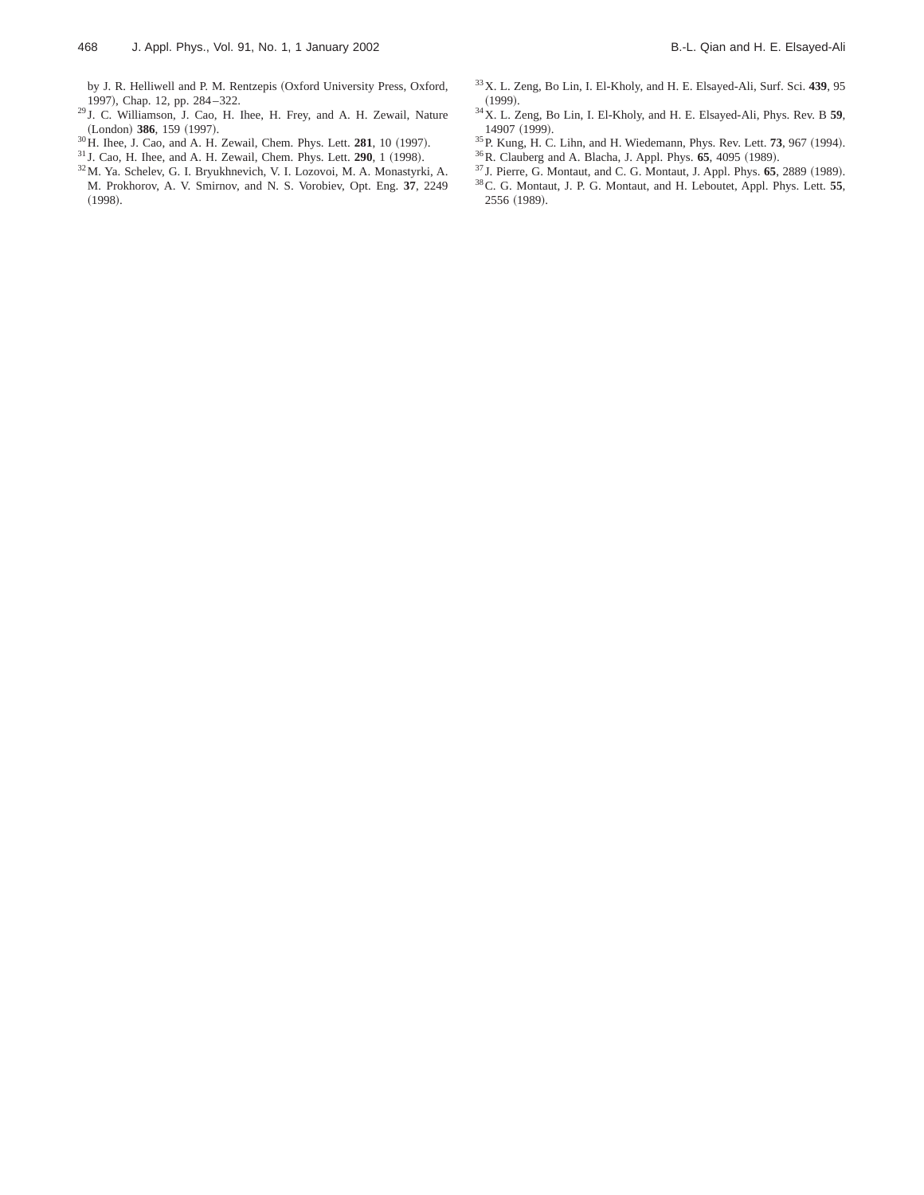by J. R. Helliwell and P. M. Rentzepis (Oxford University Press, Oxford, 1997), Chap. 12, pp. 284–322.

[29] J. C. Williamson, J. Cao, H. Ihee, H. Frey, and A. H. Zewail, Nature (London) **386**, 159 (1997).

[30] H. Ihee, J. Cao, and A. H. Zewail, Chem. Phys. Lett. **281**, 10 (1997).

[31] J. Cao, H. Ihee, and A. H. Zewail, Chem. Phys. Lett. **290**, 1 (1998).

[32] M. Ya. Schelev, G. I. Bryukhnevich, V. I. Lozovoi, M. A. Monastyrki, A. M. Prokhorov, A. V. Smirnov, and N. S. Vorobiev, Opt. Eng. **37**, 2249 (1998).

[33] X. L. Zeng, Bo Lin, I. El-Kholy, and H. E. Elsayed-Ali, Surf. Sci. **439**, 95 (1999).

[34] X. L. Zeng, Bo Lin, I. El-Kholy, and H. E. Elsayed-Ali, Phys. Rev. B **59**, 14907 (1999).

[35] P. Kung, H. C. Lihn, and H. Wiedemann, Phys. Rev. Lett. **73**, 967 (1994).

[36] R. Clauberg and A. Blacha, J. Appl. Phys. **65**, 4095 (1989).

[37] J. Pierre, G. Montaut, and C. G. Montaut, J. Appl. Phys. **65**, 2889 (1989).

[38] C. G. Montaut, J. P. G. Montaut, and H. Leboutet, Appl. Phys. Lett. **55**, 2556 (1989).